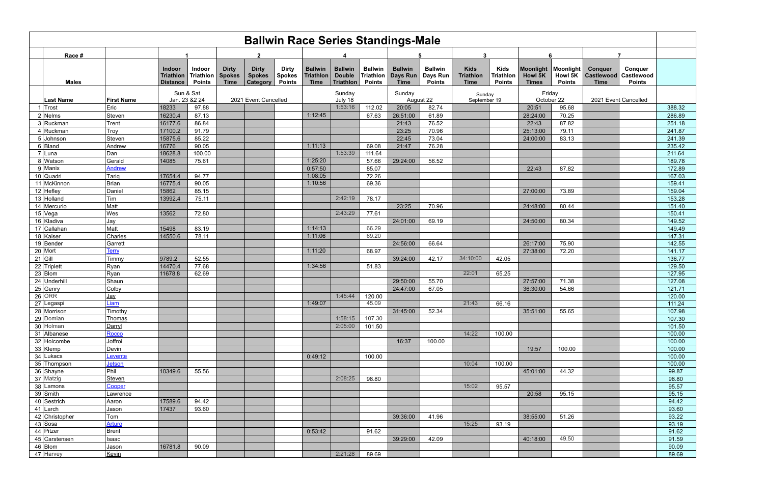# Ballwin Race Series Standings-Male

| Race # | | 1 | | 2 | | | 4 | | | 5 | | 3 | | 6 | | 7 | | |
|---|---|---|---|---|---|---|---|---|---|---|---|---|---|---|---|---|---|---|
| Males | | Indoor Triathlon Distance | Indoor Triathlon Points | Dirty Spokes Time | Dirty Spokes Category | Dirty Spokes Points | Ballwin Triathlon Time | Ballwin Double Triathlon | Ballwin Triathlon Points | Ballwin Days Run Time | Ballwin Days Run Points | Kids Triathlon Time | Kids Triathlon Points | Moonlight Howl 5K Times | Moonlight Howl 5K Points | Conquer Castlewood Time | Conquer Castlewood Points | |
| Last Name | First Name | Sun & Sat Jan. 23 &2 24 | | 2021 Event Cancelled | | | Sunday July 18 | | | Sunday August 22 | | Sunday September 19 | | Friday October 22 | | 2021 Event Cancelled | | |
| 1 Trost | Eric | 18233 | 97.88 | | | | | 1:53:16 | 112.02 | 20:05 | 82.74 | | | 20:51 | 95.68 | | | 388.32 |
| 2 Nelms | Steven | 16230.4 | 87.13 | | | | 1:12:45 | | 67.63 | 26:51:00 | 61.89 | | | 28:24:00 | 70.25 | | | 286.89 |
| 3 Ruckman | Trent | 16177.6 | 86.84 | | | | | | | 21:43 | 76.52 | | | 22:43 | 87.82 | | | 251.18 |
| 4 Ruckman | Troy | 17100.2 | 91.79 | | | | | | | 23:25 | 70.96 | | | 25:13:00 | 79.11 | | | 241.87 |
| 5 Johnson | Steven | 15875.6 | 85.22 | | | | | | | 22:45 | 73.04 | | | 24:00:00 | 83.13 | | | 241.39 |
| 6 Bland | Andrew | 16776 | 90.05 | | | | 1:11:13 | | 69.08 | 21:47 | 76.28 | | | | | | | 235.42 |
| 7 Luna | Dan | 18628.8 | 100.00 | | | | | 1:53:39 | 111.64 | | | | | | | | | 211.64 |
| 8 Watson | Gerald | 14085 | 75.61 | | | | 1:25:20 | | 57.66 | 29:24:00 | 56.52 | | | | | | | 189.78 |
| 9 Manix | Andrew | | | | | | 0:57:50 | | 85.07 | | | | | 22:43 | 87.82 | | | 172.89 |
| 10 Quadri | Tariq | 17654.4 | 94.77 | | | | 1:08:05 | | 72.26 | | | | | | | | | 167.03 |
| 11 McKinnon | Brian | 16775.4 | 90.05 | | | | 1:10:56 | | 69.36 | | | | | | | | | 159.41 |
| 12 Hefley | Daniel | 15862 | 85.15 | | | | | | | | | | | 27:00:00 | 73.89 | | | 159.04 |
| 13 Holland | Tim | 13992.4 | 75.11 | | | | | 2:42:19 | 78.17 | | | | | | | | | 153.28 |
| 14 Mercurio | Matt | | | | | | | | | 23:25 | 70.96 | | | 24:48:00 | 80.44 | | | 151.40 |
| 15 Vega | Wes | 13562 | 72.80 | | | | | 2:43:29 | 77.61 | | | | | | | | | 150.41 |
| 16 Kladiva | Jay | | | | | | | | | 24:01:00 | 69.19 | | | 24:50:00 | 80.34 | | | 149.52 |
| 17 Callahan | Matt | 15498 | 83.19 | | | | 1:14:13 | | 66.29 | | | | | | | | | 149.49 |
| 18 Kaiser | Charles | 14550.6 | 78.11 | | | | 1:11:06 | | 69.20 | | | | | | | | | 147.31 |
| 19 Bender | Garrett | | | | | | | | | 24:56:00 | 66.64 | | | 26:17:00 | 75.90 | | | 142.55 |
| 20 Mort | Terry | | | | | | 1:11:20 | | 68.97 | | | | | 27:38:00 | 72.20 | | | 141.17 |
| 21 Gill | Timmy | 9789.2 | 52.55 | | | | | | | 39:24:00 | 42.17 | 34:10:00 | 42.05 | | | | | 136.77 |
| 22 Triplett | Ryan | 14470.4 | 77.68 | | | | 1:34:56 | | 51.83 | | | | | | | | | 129.50 |
| 23 Blom | Ryan | 11678.8 | 62.69 | | | | | | | | | 22:01 | 65.25 | | | | | 127.95 |
| 24 Underhill | Shaun | | | | | | | | | 29:50:00 | 55.70 | | | 27:57:00 | 71.38 | | | 127.08 |
| 25 Genry | Colby | | | | | | | | | 24:47:00 | 67.05 | | | 36:30:00 | 54.66 | | | 121.71 |
| 26 ORR | Jay | | | | | | | 1:45:44 | 120.00 | | | | | | | | | 120.00 |
| 27 Legaspi | Liam | | | | | | 1:49:07 | | 45.09 | | | 21:43 | 66.16 | | | | | 111.24 |
| 28 Morrison | Timothy | | | | | | | | | 31:45:00 | 52.34 | | | 35:51:00 | 55.65 | | | 107.98 |
| 29 Domian | Thomas | | | | | | | 1:58:15 | 107.30 | | | | | | | | | 107.30 |
| 30 Holman | Darryl | | | | | | | 2:05:00 | 101.50 | | | | | | | | | 101.50 |
| 31 Albanese | Rocco | | | | | | | | | | | 14:22 | 100.00 | | | | | 100.00 |
| 32 Holcombe | Joffroi | | | | | | | | | 16:37 | 100.00 | | | | | | | 100.00 |
| 33 Klemp | Devin | | | | | | | | | | | | | 19:57 | 100.00 | | | 100.00 |
| 34 Lukacs | Levente | | | | | | 0:49:12 | | 100.00 | | | | | | | | | 100.00 |
| 35 Thompson | Jetson | | | | | | | | | | | 10:04 | 100.00 | | | | | 100.00 |
| 36 Shayne | Phil | 10349.6 | 55.56 | | | | | | | | | | | 45:01:00 | 44.32 | | | 99.87 |
| 37 Matzig | Steven | | | | | | | 2:08:25 | 98.80 | | | | | | | | | 98.80 |
| 38 Lamons | Cooper | | | | | | | | | | | 15:02 | 95.57 | | | | | 95.57 |
| 39 Smith | Lawrence | | | | | | | | | | | | | 20:58 | 95.15 | | | 95.15 |
| 40 Sestrich | Aaron | 17589.6 | 94.42 | | | | | | | | | | | | | | | 94.42 |
| 41 Larch | Jason | 17437 | 93.60 | | | | | | | | | | | | | | | 93.60 |
| 42 Christopher | Tom | | | | | | | | | 39:36:00 | 41.96 | | | 38:55:00 | 51.26 | | | 93.22 |
| 43 Sosa | Arturo | | | | | | | | | | | 15:25 | 93.19 | | | | | 93.19 |
| 44 Pitzer | Brent | | | | | | 0:53:42 | | 91.62 | | | | | | | | | 91.62 |
| 45 Carstensen | Isaac | | | | | | | | | 39:29:00 | 42.09 | | | 40:18:00 | 49.50 | | | 91.59 |
| 46 Blom | Jason | 16781.8 | 90.09 | | | | | | | | | | | | | | | 90.09 |
| 47 Harvey | Kevin | | | | | | | 2:21:28 | 89.69 | | | | | | | | | 89.69 |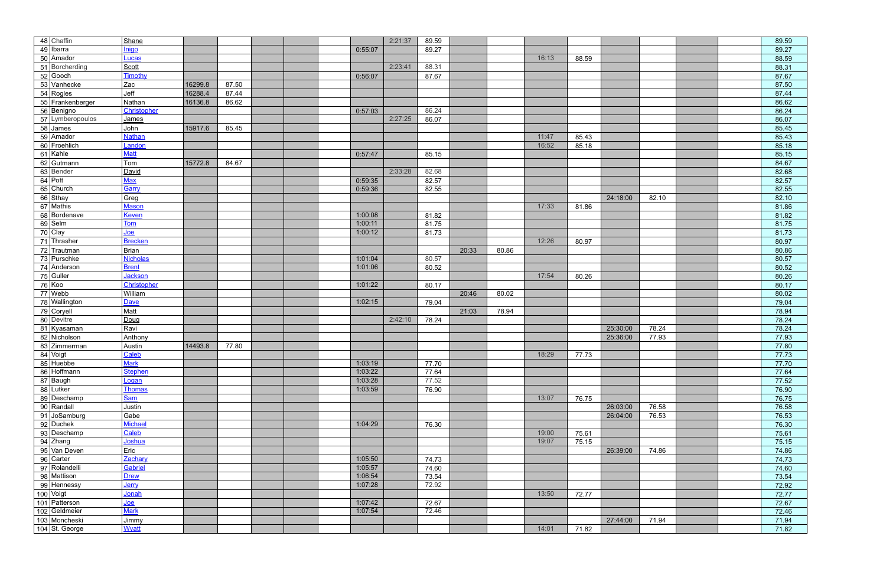| | | | | | | | | | | | | | | | | | | | |
|---|---|---|---|---|---|---|---|---|---|---|---|---|---|---|---|---|---|---|---|
| 48 | Chaffin | Shane | | | | | | | 2:21:37 | 89.59 | | | | | | | | | 89.59 |
| 49 | Ibarra | Inigo | | | | | | 0:55:07 | | 89.27 | | | | | | | | | 89.27 |
| 50 | Amador | Lucas | | | | | | | | | | | 16:13 | 88.59 | | | | | 88.59 |
| 51 | Borcherding | Scott | | | | | | | 2:23:41 | 88.31 | | | | | | | | | 88.31 |
| 52 | Gooch | Timothy | | | | | | 0:56:07 | | 87.67 | | | | | | | | | 87.67 |
| 53 | Vanhecke | Zac | 16299.8 | 87.50 | | | | | | | | | | | | | | | 87.50 |
| 54 | Rogles | Jeff | 16288.4 | 87.44 | | | | | | | | | | | | | | | 87.44 |
| 55 | Frankenberger | Nathan | 16136.8 | 86.62 | | | | | | | | | | | | | | | 86.62 |
| 56 | Benigno | Christopher | | | | | | 0:57:03 | | 86.24 | | | | | | | | | 86.24 |
| 57 | Lymberopoulos | James | | | | | | | 2:27:25 | 86.07 | | | | | | | | | 86.07 |
| 58 | James | John | 15917.6 | 85.45 | | | | | | | | | | | | | | | 85.45 |
| 59 | Amador | Nathan | | | | | | | | | | | 11:47 | 85.43 | | | | | 85.43 |
| 60 | Froehlich | Landon | | | | | | | | | | | 16:52 | 85.18 | | | | | 85.18 |
| 61 | Kahle | Matt | | | | | | 0:57:47 | | 85.15 | | | | | | | | | 85.15 |
| 62 | Gutmann | Tom | 15772.8 | 84.67 | | | | | | | | | | | | | | | 84.67 |
| 63 | Bender | David | | | | | | | 2:33:28 | 82.68 | | | | | | | | | 82.68 |
| 64 | Pott | Max | | | | | | 0:59:35 | | 82.57 | | | | | | | | | 82.57 |
| 65 | Church | Garry | | | | | | 0:59:36 | | 82.55 | | | | | | | | | 82.55 |
| 66 | Sthay | Greg | | | | | | | | | | | | | 24:18:00 | 82.10 | | | 82.10 |
| 67 | Mathis | Mason | | | | | | | | | | | 17:33 | 81.86 | | | | | 81.86 |
| 68 | Bordenave | Keven | | | | | | 1:00:08 | | 81.82 | | | | | | | | | 81.82 |
| 69 | Selm | Tom | | | | | | 1:00:11 | | 81.75 | | | | | | | | | 81.75 |
| 70 | Clay | Joe | | | | | | 1:00:12 | | 81.73 | | | | | | | | | 81.73 |
| 71 | Thrasher | Brecken | | | | | | | | | | | 12:26 | 80.97 | | | | | 80.97 |
| 72 | Trautman | Brian | | | | | | | | | 20:33 | 80.86 | | | | | | | 80.86 |
| 73 | Purschke | Nicholas | | | | | | 1:01:04 | | 80.57 | | | | | | | | | 80.57 |
| 74 | Anderson | Brent | | | | | | 1:01:06 | | 80.52 | | | | | | | | | 80.52 |
| 75 | Guller | Jackson | | | | | | | | | | | 17:54 | 80.26 | | | | | 80.26 |
| 76 | Koo | Christopher | | | | | | 1:01:22 | | 80.17 | | | | | | | | | 80.17 |
| 77 | Webb | William | | | | | | | | | 20:46 | 80.02 | | | | | | | 80.02 |
| 78 | Wallington | Dave | | | | | | 1:02:15 | | 79.04 | | | | | | | | | 79.04 |
| 79 | Coryell | Matt | | | | | | | | | 21:03 | 78.94 | | | | | | | 78.94 |
| 80 | Devitre | Doug | | | | | | | 2:42:10 | 78.24 | | | | | | | | | 78.24 |
| 81 | Kyasaman | Ravi | | | | | | | | | | | | | 25:30:00 | 78.24 | | | 78.24 |
| 82 | Nicholson | Anthony | | | | | | | | | | | | | 25:36:00 | 77.93 | | | 77.93 |
| 83 | Zimmerman | Austin | 14493.8 | 77.80 | | | | | | | | | | | | | | | 77.80 |
| 84 | Voigt | Caleb | | | | | | | | | | | 18:29 | 77.73 | | | | | 77.73 |
| 85 | Huebbe | Mark | | | | | | 1:03:19 | | 77.70 | | | | | | | | | 77.70 |
| 86 | Hoffmann | Stephen | | | | | | 1:03:22 | | 77.64 | | | | | | | | | 77.64 |
| 87 | Baugh | Logan | | | | | | 1:03:28 | | 77.52 | | | | | | | | | 77.52 |
| 88 | Lutker | Thomas | | | | | | 1:03:59 | | 76.90 | | | | | | | | | 76.90 |
| 89 | Deschamp | Sam | | | | | | | | | | | 13:07 | 76.75 | | | | | 76.75 |
| 90 | Randall | Justin | | | | | | | | | | | | | 26:03:00 | 76.58 | | | 76.58 |
| 91 | JoSamburg | Gabe | | | | | | | | | | | | | 26:04:00 | 76.53 | | | 76.53 |
| 92 | Duchek | Michael | | | | | | 1:04:29 | | 76.30 | | | | | | | | | 76.30 |
| 93 | Deschamp | Caleb | | | | | | | | | | | 19:00 | 75.61 | | | | | 75.61 |
| 94 | Zhang | Joshua | | | | | | | | | | | 19:07 | 75.15 | | | | | 75.15 |
| 95 | Van Deven | Eric | | | | | | | | | | | | | 26:39:00 | 74.86 | | | 74.86 |
| 96 | Carter | Zachary | | | | | | 1:05:50 | | 74.73 | | | | | | | | | 74.73 |
| 97 | Rolandelli | Gabriel | | | | | | 1:05:57 | | 74.60 | | | | | | | | | 74.60 |
| 98 | Mattison | Drew | | | | | | 1:06:54 | | 73.54 | | | | | | | | | 73.54 |
| 99 | Hennessy | Jerry | | | | | | 1:07:28 | | 72.92 | | | | | | | | | 72.92 |
| 100 | Voigt | Jonah | | | | | | | | | | | 13:50 | 72.77 | | | | | 72.77 |
| 101 | Patterson | Joe | | | | | | 1:07:42 | | 72.67 | | | | | | | | | 72.67 |
| 102 | Geldmeier | Mark | | | | | | 1:07:54 | | 72.46 | | | | | | | | | 72.46 |
| 103 | Moncheski | Jimmy | | | | | | | | | | | | | 27:44:00 | 71.94 | | | 71.94 |
| 104 | St. George | Wyatt | | | | | | | | | | | 14:01 | 71.82 | | | | | 71.82 |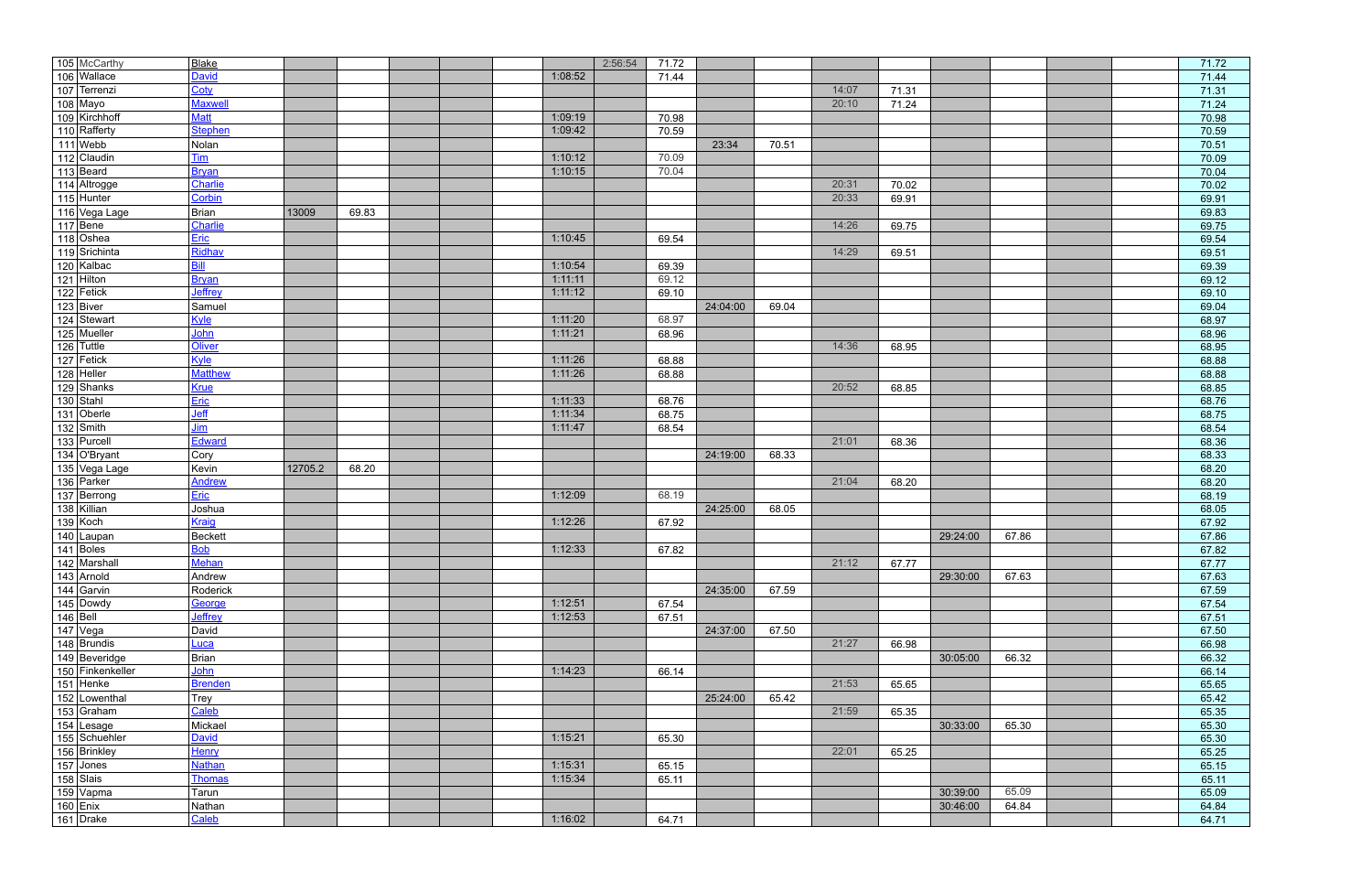| | | | | | | | | | | | | | | | | | | | |
|---|---|---|---|---|---|---|---|---|---|---|---|---|---|---|---|---|---|---|---|
| 105 | McCarthy | Blake | | | | | | | 2:56:54 | 71.72 | | | | | | | | | 71.72 |
| 106 | Wallace | David | | | | | | 1:08:52 | | 71.44 | | | | | | | | | 71.44 |
| 107 | Terrenzi | Coty | | | | | | | | | | | 14:07 | 71.31 | | | | | 71.31 |
| 108 | Mayo | Maxwell | | | | | | | | | | | 20:10 | 71.24 | | | | | 71.24 |
| 109 | Kirchhoff | Matt | | | | | | 1:09:19 | | 70.98 | | | | | | | | | 70.98 |
| 110 | Rafferty | Stephen | | | | | | 1:09:42 | | 70.59 | | | | | | | | | 70.59 |
| 111 | Webb | Nolan | | | | | | | | | 23:34 | 70.51 | | | | | | | 70.51 |
| 112 | Claudin | Tim | | | | | | 1:10:12 | | 70.09 | | | | | | | | | 70.09 |
| 113 | Beard | Bryan | | | | | | 1:10:15 | | 70.04 | | | | | | | | | 70.04 |
| 114 | Altrogge | Charlie | | | | | | | | | | | 20:31 | 70.02 | | | | | 70.02 |
| 115 | Hunter | Corbin | | | | | | | | | | | 20:33 | 69.91 | | | | | 69.91 |
| 116 | Vega Lage | Brian | 13009 | 69.83 | | | | | | | | | | | | | | | 69.83 |
| 117 | Bene | Charlie | | | | | | | | | | | 14:26 | 69.75 | | | | | 69.75 |
| 118 | Oshea | Eric | | | | | | 1:10:45 | | 69.54 | | | | | | | | | 69.54 |
| 119 | Srichinta | Ridhav | | | | | | | | | | | 14:29 | 69.51 | | | | | 69.51 |
| 120 | Kalbac | Bill | | | | | | 1:10:54 | | 69.39 | | | | | | | | | 69.39 |
| 121 | Hilton | Bryan | | | | | | 1:11:11 | | 69.12 | | | | | | | | | 69.12 |
| 122 | Fetick | Jeffrey | | | | | | 1:11:12 | | 69.10 | | | | | | | | | 69.10 |
| 123 | Biver | Samuel | | | | | | | | | 24:04:00 | 69.04 | | | | | | | 69.04 |
| 124 | Stewart | Kyle | | | | | | 1:11:20 | | 68.97 | | | | | | | | | 68.97 |
| 125 | Mueller | John | | | | | | 1:11:21 | | 68.96 | | | | | | | | | 68.96 |
| 126 | Tuttle | Oliver | | | | | | | | | | | 14:36 | 68.95 | | | | | 68.95 |
| 127 | Fetick | Kyle | | | | | | 1:11:26 | | 68.88 | | | | | | | | | 68.88 |
| 128 | Heller | Matthew | | | | | | 1:11:26 | | 68.88 | | | | | | | | | 68.88 |
| 129 | Shanks | Krue | | | | | | | | | | | 20:52 | 68.85 | | | | | 68.85 |
| 130 | Stahl | Eric | | | | | | 1:11:33 | | 68.76 | | | | | | | | | 68.76 |
| 131 | Oberle | Jeff | | | | | | 1:11:34 | | 68.75 | | | | | | | | | 68.75 |
| 132 | Smith | Jim | | | | | | 1:11:47 | | 68.54 | | | | | | | | | 68.54 |
| 133 | Purcell | Edward | | | | | | | | | | | 21:01 | 68.36 | | | | | 68.36 |
| 134 | O'Bryant | Cory | | | | | | | | | 24:19:00 | 68.33 | | | | | | | 68.33 |
| 135 | Vega Lage | Kevin | 12705.2 | 68.20 | | | | | | | | | | | | | | | 68.20 |
| 136 | Parker | Andrew | | | | | | | | | | | 21:04 | 68.20 | | | | | 68.20 |
| 137 | Berrong | Eric | | | | | | 1:12:09 | | 68.19 | | | | | | | | | 68.19 |
| 138 | Killian | Joshua | | | | | | | | | 24:25:00 | 68.05 | | | | | | | 68.05 |
| 139 | Koch | Kraig | | | | | | 1:12:26 | | 67.92 | | | | | | | | | 67.92 |
| 140 | Laupan | Beckett | | | | | | | | | | | | | 29:24:00 | 67.86 | | | 67.86 |
| 141 | Boles | Bob | | | | | | 1:12:33 | | 67.82 | | | | | | | | | 67.82 |
| 142 | Marshall | Mehan | | | | | | | | | | | 21:12 | 67.77 | | | | | 67.77 |
| 143 | Arnold | Andrew | | | | | | | | | | | | | 29:30:00 | 67.63 | | | 67.63 |
| 144 | Garvin | Roderick | | | | | | | | | 24:35:00 | 67.59 | | | | | | | 67.59 |
| 145 | Dowdy | George | | | | | | 1:12:51 | | 67.54 | | | | | | | | | 67.54 |
| 146 | Bell | Jeffrey | | | | | | 1:12:53 | | 67.51 | | | | | | | | | 67.51 |
| 147 | Vega | David | | | | | | | | | 24:37:00 | 67.50 | | | | | | | 67.50 |
| 148 | Brundis | Luca | | | | | | | | | | | 21:27 | 66.98 | | | | | 66.98 |
| 149 | Beveridge | Brian | | | | | | | | | | | | | 30:05:00 | 66.32 | | | 66.32 |
| 150 | Finkenkeller | John | | | | | | 1:14:23 | | 66.14 | | | | | | | | | 66.14 |
| 151 | Henke | Brenden | | | | | | | | | | | 21:53 | 65.65 | | | | | 65.65 |
| 152 | Lowenthal | Trey | | | | | | | | | 25:24:00 | 65.42 | | | | | | | 65.42 |
| 153 | Graham | Caleb | | | | | | | | | | | 21:59 | 65.35 | | | | | 65.35 |
| 154 | Lesage | Mickael | | | | | | | | | | | | | 30:33:00 | 65.30 | | | 65.30 |
| 155 | Schuehler | David | | | | | | 1:15:21 | | 65.30 | | | | | | | | | 65.30 |
| 156 | Brinkley | Henry | | | | | | | | | | | 22:01 | 65.25 | | | | | 65.25 |
| 157 | Jones | Nathan | | | | | | 1:15:31 | | 65.15 | | | | | | | | | 65.15 |
| 158 | Slais | Thomas | | | | | | 1:15:34 | | 65.11 | | | | | | | | | 65.11 |
| 159 | Vapma | Tarun | | | | | | | | | | | | | 30:39:00 | 65.09 | | | 65.09 |
| 160 | Enix | Nathan | | | | | | | | | | | | | 30:46:00 | 64.84 | | | 64.84 |
| 161 | Drake | Caleb | | | | | | 1:16:02 | | 64.71 | | | | | | | | | 64.71 |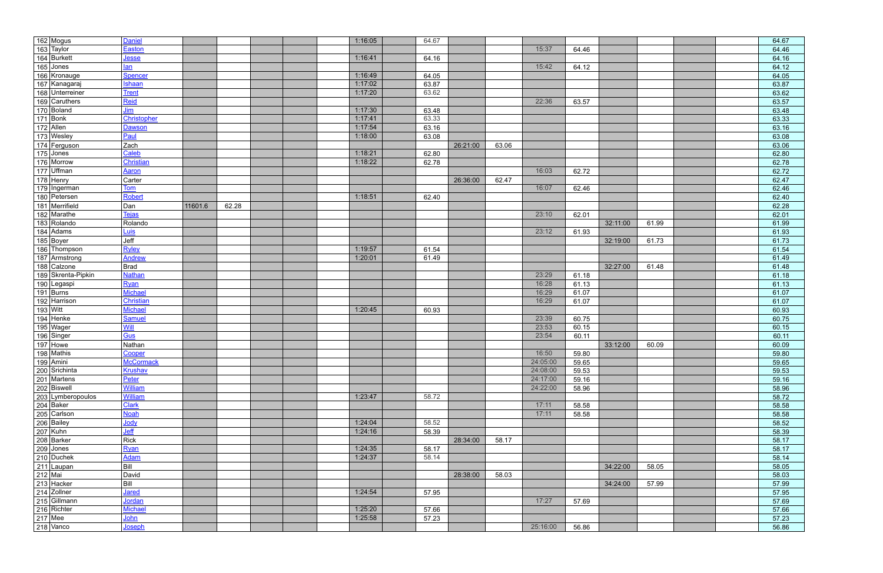| | | | | | | | | | | | | | | | | | | | |
|---|---|---|---|---|---|---|---|---|---|---|---|---|---|---|---|---|---|---|---|
| 162 | Mogus | Daniel | | | | | | 1:16:05 | | 64.67 | | | | | | | | | 64.67 |
| 163 | Taylor | Easton | | | | | | | | | | | 15:37 | 64.46 | | | | | 64.46 |
| 164 | Burkett | Jesse | | | | | | 1:16:41 | | 64.16 | | | | | | | | | 64.16 |
| 165 | Jones | Ian | | | | | | | | | | | 15:42 | 64.12 | | | | | 64.12 |
| 166 | Kronauge | Spencer | | | | | | 1:16:49 | | 64.05 | | | | | | | | | 64.05 |
| 167 | Kanagaraj | Ishaan | | | | | | 1:17:02 | | 63.87 | | | | | | | | | 63.87 |
| 168 | Unterreiner | Trent | | | | | | 1:17:20 | | 63.62 | | | | | | | | | 63.62 |
| 169 | Caruthers | Reid | | | | | | | | | | | 22:36 | 63.57 | | | | | 63.57 |
| 170 | Boland | Jim | | | | | | 1:17:30 | | 63.48 | | | | | | | | | 63.48 |
| 171 | Bonk | Christopher | | | | | | 1:17:41 | | 63.33 | | | | | | | | | 63.33 |
| 172 | Allen | Dawson | | | | | | 1:17:54 | | 63.16 | | | | | | | | | 63.16 |
| 173 | Wesley | Paul | | | | | | 1:18:00 | | 63.08 | | | | | | | | | 63.08 |
| 174 | Ferguson | Zach | | | | | | | | | 26:21:00 | 63.06 | | | | | | | 63.06 |
| 175 | Jones | Caleb | | | | | | 1:18:21 | | 62.80 | | | | | | | | | 62.80 |
| 176 | Morrow | Christian | | | | | | 1:18:22 | | 62.78 | | | | | | | | | 62.78 |
| 177 | Uffman | Aaron | | | | | | | | | | | 16:03 | 62.72 | | | | | 62.72 |
| 178 | Henry | Carter | | | | | | | | | 26:36:00 | 62.47 | | | | | | | 62.47 |
| 179 | Ingerman | Tom | | | | | | | | | | | 16:07 | 62.46 | | | | | 62.46 |
| 180 | Petersen | Robert | | | | | | 1:18:51 | | 62.40 | | | | | | | | | 62.40 |
| 181 | Merrifield | Dan | 11601.6 | 62.28 | | | | | | | | | | | | | | | 62.28 |
| 182 | Marathe | Tejas | | | | | | | | | | | 23:10 | 62.01 | | | | | 62.01 |
| 183 | Rolando | Rolando | | | | | | | | | | | | | 32:11:00 | 61.99 | | | 61.99 |
| 184 | Adams | Luis | | | | | | | | | | | 23:12 | 61.93 | | | | | 61.93 |
| 185 | Boyer | Jeff | | | | | | | | | | | | | 32:19:00 | 61.73 | | | 61.73 |
| 186 | Thompson | Ryley | | | | | | 1:19:57 | | 61.54 | | | | | | | | | 61.54 |
| 187 | Armstrong | Andrew | | | | | | 1:20:01 | | 61.49 | | | | | | | | | 61.49 |
| 188 | Calzone | Brad | | | | | | | | | | | | | 32:27:00 | 61.48 | | | 61.48 |
| 189 | Skrenta-Pipkin | Nathan | | | | | | | | | | | 23:29 | 61.18 | | | | | 61.18 |
| 190 | Legaspi | Ryan | | | | | | | | | | | 16:28 | 61.13 | | | | | 61.13 |
| 191 | Burns | Michael | | | | | | | | | | | 16:29 | 61.07 | | | | | 61.07 |
| 192 | Harrison | Christian | | | | | | | | | | | 16:29 | 61.07 | | | | | 61.07 |
| 193 | Witt | Michael | | | | | | 1:20:45 | | 60.93 | | | | | | | | | 60.93 |
| 194 | Henke | Samuel | | | | | | | | | | | 23:39 | 60.75 | | | | | 60.75 |
| 195 | Wager | Will | | | | | | | | | | | 23:53 | 60.15 | | | | | 60.15 |
| 196 | Singer | Gus | | | | | | | | | | | 23:54 | 60.11 | | | | | 60.11 |
| 197 | Howe | Nathan | | | | | | | | | | | | | 33:12:00 | 60.09 | | | 60.09 |
| 198 | Mathis | Cooper | | | | | | | | | | | 16:50 | 59.80 | | | | | 59.80 |
| 199 | Amini | McCormack | | | | | | | | | | | 24:05:00 | 59.65 | | | | | 59.65 |
| 200 | Srichinta | Krushav | | | | | | | | | | | 24:08:00 | 59.53 | | | | | 59.53 |
| 201 | Martens | Peter | | | | | | | | | | | 24:17:00 | 59.16 | | | | | 59.16 |
| 202 | Biswell | William | | | | | | | | | | | 24:22:00 | 58.96 | | | | | 58.96 |
| 203 | Lymberopoulos | William | | | | | | 1:23:47 | | 58.72 | | | | | | | | | 58.72 |
| 204 | Baker | Clark | | | | | | | | | | | 17:11 | 58.58 | | | | | 58.58 |
| 205 | Carlson | Noah | | | | | | | | | | | 17:11 | 58.58 | | | | | 58.58 |
| 206 | Bailey | Jody | | | | | | 1:24:04 | | 58.52 | | | | | | | | | 58.52 |
| 207 | Kuhn | Jeff | | | | | | 1:24:16 | | 58.39 | | | | | | | | | 58.39 |
| 208 | Barker | Rick | | | | | | | | | 28:34:00 | 58.17 | | | | | | | 58.17 |
| 209 | Jones | Ryan | | | | | | 1:24:35 | | 58.17 | | | | | | | | | 58.17 |
| 210 | Duchek | Adam | | | | | | 1:24:37 | | 58.14 | | | | | | | | | 58.14 |
| 211 | Laupan | Bill | | | | | | | | | | | | | 34:22:00 | 58.05 | | | 58.05 |
| 212 | Mai | David | | | | | | | | | 28:38:00 | 58.03 | | | | | | | 58.03 |
| 213 | Hacker | Bill | | | | | | | | | | | | | 34:24:00 | 57.99 | | | 57.99 |
| 214 | Zollner | Jared | | | | | | 1:24:54 | | 57.95 | | | | | | | | | 57.95 |
| 215 | Gillmann | Jordan | | | | | | | | | | | 17:27 | 57.69 | | | | | 57.69 |
| 216 | Richter | Michael | | | | | | 1:25:20 | | 57.66 | | | | | | | | | 57.66 |
| 217 | Mee | John | | | | | | 1:25:58 | | 57.23 | | | | | | | | | 57.23 |
| 218 | Vanco | Joseph | | | | | | | | | | | 25:16:00 | 56.86 | | | | | 56.86 |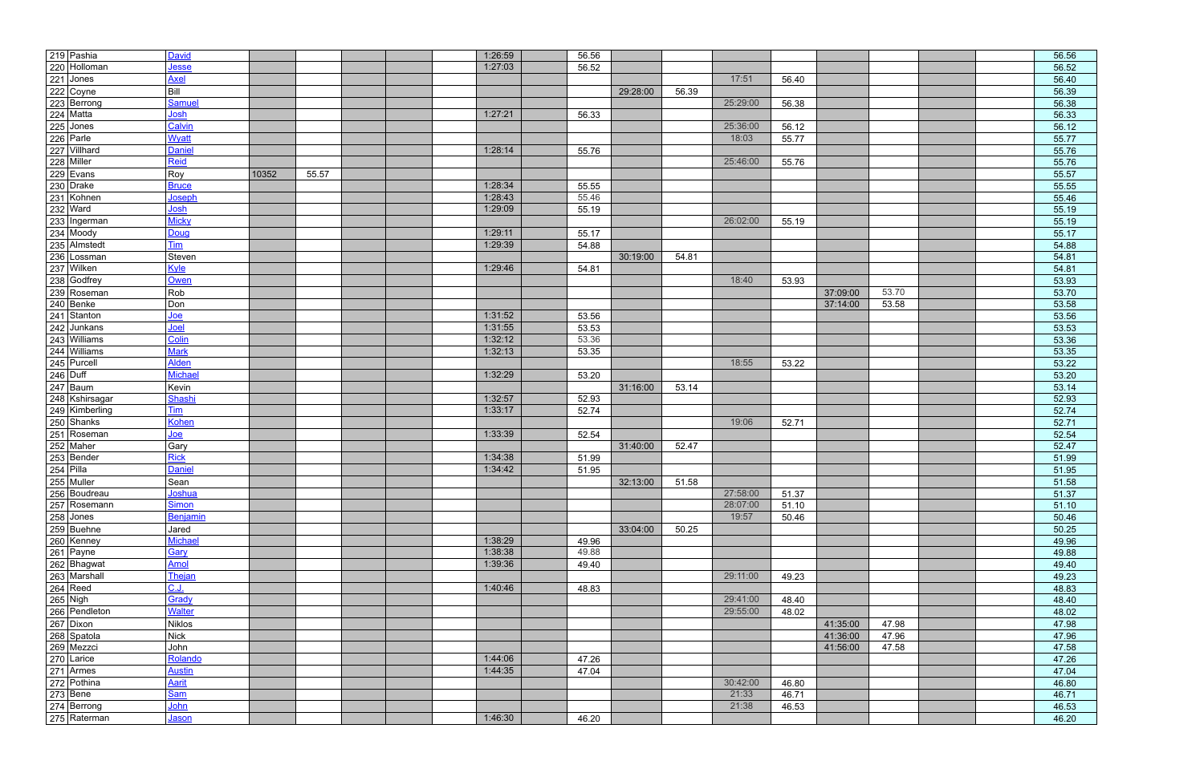| | | | | | | | | | | | | | | | | | | | | | |
|---|---|---|---|---|---|---|---|---|---|---|---|---|---|---|---|---|---|---|---|---|---|
| 219 | Pashia | David | | | | | | | 1:26:59 | | 56.56 | | | | | | | | | | 56.56 |
| 220 | Holloman | Jesse | | | | | | | 1:27:03 | | 56.52 | | | | | | | | | | 56.52 |
| 221 | Jones | Axel | | | | | | | | | | | | 17:51 | 56.40 | | | | | | 56.40 |
| 222 | Coyne | Bill | | | | | | | | | | 29:28:00 | 56.39 | | | | | | | | 56.39 |
| 223 | Berrong | Samuel | | | | | | | | | | | | 25:29:00 | 56.38 | | | | | | 56.38 |
| 224 | Matta | Josh | | | | | | | 1:27:21 | | 56.33 | | | | | | | | | | 56.33 |
| 225 | Jones | Calvin | | | | | | | | | | | | 25:36:00 | 56.12 | | | | | | 56.12 |
| 226 | Parle | Wyatt | | | | | | | | | | | | 18:03 | 55.77 | | | | | | 55.77 |
| 227 | Villhard | Daniel | | | | | | | 1:28:14 | | 55.76 | | | | | | | | | | 55.76 |
| 228 | Miller | Reid | | | | | | | | | | | | 25:46:00 | 55.76 | | | | | | 55.76 |
| 229 | Evans | Roy | 10352 | 55.57 | | | | | | | | | | | | | | | | | 55.57 |
| 230 | Drake | Bruce | | | | | | | 1:28:34 | | 55.55 | | | | | | | | | | 55.55 |
| 231 | Kohnen | Joseph | | | | | | | 1:28:43 | | 55.46 | | | | | | | | | | 55.46 |
| 232 | Ward | Josh | | | | | | | 1:29:09 | | 55.19 | | | | | | | | | | 55.19 |
| 233 | Ingerman | Micky | | | | | | | | | | | | 26:02:00 | 55.19 | | | | | | 55.19 |
| 234 | Moody | Doug | | | | | | | 1:29:11 | | 55.17 | | | | | | | | | | 55.17 |
| 235 | Almstedt | Tim | | | | | | | 1:29:39 | | 54.88 | | | | | | | | | | 54.88 |
| 236 | Lossman | Steven | | | | | | | | | | 30:19:00 | 54.81 | | | | | | | | 54.81 |
| 237 | Wilken | Kyle | | | | | | | 1:29:46 | | 54.81 | | | | | | | | | | 54.81 |
| 238 | Godfrey | Owen | | | | | | | | | | | | 18:40 | 53.93 | | | | | | 53.93 |
| 239 | Roseman | Rob | | | | | | | | | | | | | | 37:09:00 | 53.70 | | | | 53.70 |
| 240 | Benke | Don | | | | | | | | | | | | | | 37:14:00 | 53.58 | | | | 53.58 |
| 241 | Stanton | Joe | | | | | | | 1:31:52 | | 53.56 | | | | | | | | | | 53.56 |
| 242 | Junkans | Joel | | | | | | | 1:31:55 | | 53.53 | | | | | | | | | | 53.53 |
| 243 | Williams | Colin | | | | | | | 1:32:12 | | 53.36 | | | | | | | | | | 53.36 |
| 244 | Williams | Mark | | | | | | | 1:32:13 | | 53.35 | | | | | | | | | | 53.35 |
| 245 | Purcell | Alden | | | | | | | | | | | | 18:55 | 53.22 | | | | | | 53.22 |
| 246 | Duff | Michael | | | | | | | 1:32:29 | | 53.20 | | | | | | | | | | 53.20 |
| 247 | Baum | Kevin | | | | | | | | | | 31:16:00 | 53.14 | | | | | | | | 53.14 |
| 248 | Kshirsagar | Shashi | | | | | | | 1:32:57 | | 52.93 | | | | | | | | | | 52.93 |
| 249 | Kimberling | Tim | | | | | | | 1:33:17 | | 52.74 | | | | | | | | | | 52.74 |
| 250 | Shanks | Kohen | | | | | | | | | | | | 19:06 | 52.71 | | | | | | 52.71 |
| 251 | Roseman | Joe | | | | | | | 1:33:39 | | 52.54 | | | | | | | | | | 52.54 |
| 252 | Maher | Gary | | | | | | | | | | 31:40:00 | 52.47 | | | | | | | | 52.47 |
| 253 | Bender | Rick | | | | | | | 1:34:38 | | 51.99 | | | | | | | | | | 51.99 |
| 254 | Pilla | Daniel | | | | | | | 1:34:42 | | 51.95 | | | | | | | | | | 51.95 |
| 255 | Muller | Sean | | | | | | | | | | 32:13:00 | 51.58 | | | | | | | | 51.58 |
| 256 | Boudreau | Joshua | | | | | | | | | | | | 27:58:00 | 51.37 | | | | | | 51.37 |
| 257 | Rosemann | Simon | | | | | | | | | | | | 28:07:00 | 51.10 | | | | | | 51.10 |
| 258 | Jones | Benjamin | | | | | | | | | | | | 19:57 | 50.46 | | | | | | 50.46 |
| 259 | Buehne | Jared | | | | | | | | | | 33:04:00 | 50.25 | | | | | | | | 50.25 |
| 260 | Kenney | Michael | | | | | | | 1:38:29 | | 49.96 | | | | | | | | | | 49.96 |
| 261 | Payne | Gary | | | | | | | 1:38:38 | | 49.88 | | | | | | | | | | 49.88 |
| 262 | Bhagwat | Amol | | | | | | | 1:39:36 | | 49.40 | | | | | | | | | | 49.40 |
| 263 | Marshall | Thejan | | | | | | | | | | | | 29:11:00 | 49.23 | | | | | | 49.23 |
| 264 | Reed | C.J. | | | | | | | 1:40:46 | | 48.83 | | | | | | | | | | 48.83 |
| 265 | Nigh | Grady | | | | | | | | | | | | 29:41:00 | 48.40 | | | | | | 48.40 |
| 266 | Pendleton | Walter | | | | | | | | | | | | 29:55:00 | 48.02 | | | | | | 48.02 |
| 267 | Dixon | Niklos | | | | | | | | | | | | | | 41:35:00 | 47.98 | | | | 47.98 |
| 268 | Spatola | Nick | | | | | | | | | | | | | | 41:36:00 | 47.96 | | | | 47.96 |
| 269 | Mezzci | John | | | | | | | | | | | | | | 41:56:00 | 47.58 | | | | 47.58 |
| 270 | Larice | Rolando | | | | | | | 1:44:06 | | 47.26 | | | | | | | | | | 47.26 |
| 271 | Armes | Austin | | | | | | | 1:44:35 | | 47.04 | | | | | | | | | | 47.04 |
| 272 | Pothina | Aarit | | | | | | | | | | | | 30:42:00 | 46.80 | | | | | | 46.80 |
| 273 | Bene | Sam | | | | | | | | | | | | 21:33 | 46.71 | | | | | | 46.71 |
| 274 | Berrong | John | | | | | | | | | | | | 21:38 | 46.53 | | | | | | 46.53 |
| 275 | Raterman | Jason | | | | | | | 1:46:30 | | 46.20 | | | | | | | | | | 46.20 |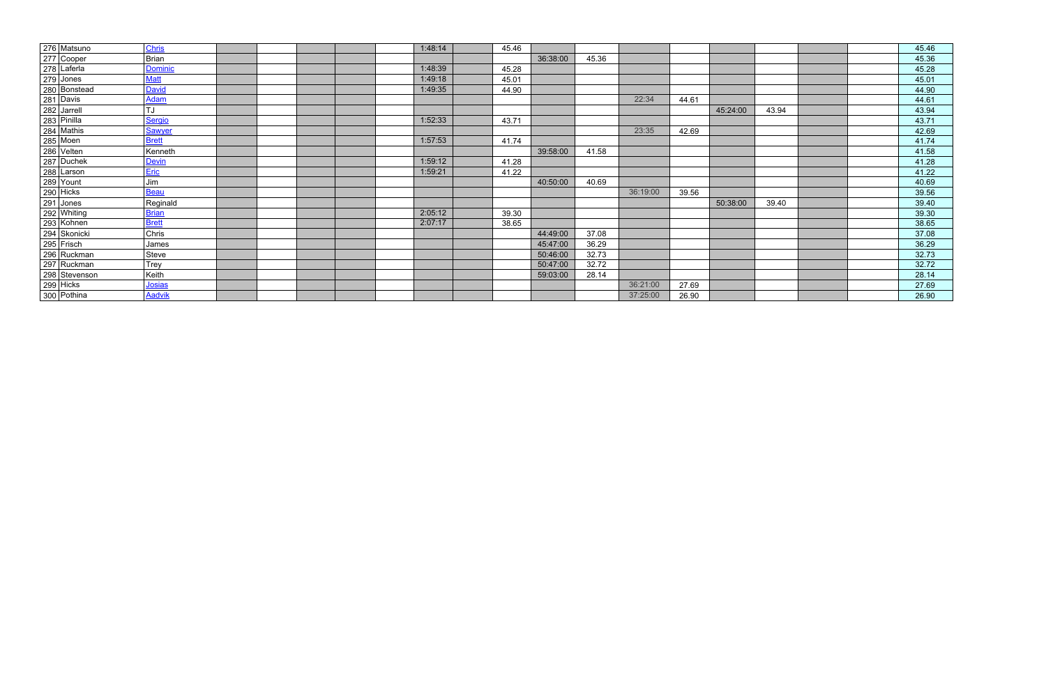| | | | | | | | | | | | | | | | | | | | |
|---|---|---|---|---|---|---|---|---|---|---|---|---|---|---|---|---|---|---|---|
| 276 | Matsuno | Chris | | | | | | 1:48:14 | | 45.46 | | | | | | | | | 45.46 |
| 277 | Cooper | Brian | | | | | | | | | 36:38:00 | 45.36 | | | | | | | 45.36 |
| 278 | Laferla | Dominic | | | | | | 1:48:39 | | 45.28 | | | | | | | | | 45.28 |
| 279 | Jones | Matt | | | | | | 1:49:18 | | 45.01 | | | | | | | | | 45.01 |
| 280 | Bonstead | David | | | | | | 1:49:35 | | 44.90 | | | | | | | | | 44.90 |
| 281 | Davis | Adam | | | | | | | | | | | 22:34 | 44.61 | | | | | 44.61 |
| 282 | Jarrell | TJ | | | | | | | | | | | | | 45:24:00 | 43.94 | | | 43.94 |
| 283 | Pinilla | Sergio | | | | | | 1:52:33 | | 43.71 | | | | | | | | | 43.71 |
| 284 | Mathis | Sawyer | | | | | | | | | | | 23:35 | 42.69 | | | | | 42.69 |
| 285 | Moen | Brett | | | | | | 1:57:53 | | 41.74 | | | | | | | | | 41.74 |
| 286 | Velten | Kenneth | | | | | | | | | 39:58:00 | 41.58 | | | | | | | 41.58 |
| 287 | Duchek | Devin | | | | | | 1:59:12 | | 41.28 | | | | | | | | | 41.28 |
| 288 | Larson | Eric | | | | | | 1:59:21 | | 41.22 | | | | | | | | | 41.22 |
| 289 | Yount | Jim | | | | | | | | | 40:50:00 | 40.69 | | | | | | | 40.69 |
| 290 | Hicks | Beau | | | | | | | | | | | 36:19:00 | 39.56 | | | | | 39.56 |
| 291 | Jones | Reginald | | | | | | | | | | | | | 50:38:00 | 39.40 | | | 39.40 |
| 292 | Whiting | Brian | | | | | | 2:05:12 | | 39.30 | | | | | | | | | 39.30 |
| 293 | Kohnen | Brett | | | | | | 2:07:17 | | 38.65 | | | | | | | | | 38.65 |
| 294 | Skonicki | Chris | | | | | | | | | 44:49:00 | 37.08 | | | | | | | 37.08 |
| 295 | Frisch | James | | | | | | | | | 45:47:00 | 36.29 | | | | | | | 36.29 |
| 296 | Ruckman | Steve | | | | | | | | | 50:46:00 | 32.73 | | | | | | | 32.73 |
| 297 | Ruckman | Trey | | | | | | | | | 50:47:00 | 32.72 | | | | | | | 32.72 |
| 298 | Stevenson | Keith | | | | | | | | | 59:03:00 | 28.14 | | | | | | | 28.14 |
| 299 | Hicks | Josias | | | | | | | | | | | 36:21:00 | 27.69 | | | | | 27.69 |
| 300 | Pothina | Aadvik | | | | | | | | | | | 37:25:00 | 26.90 | | | | | 26.90 |